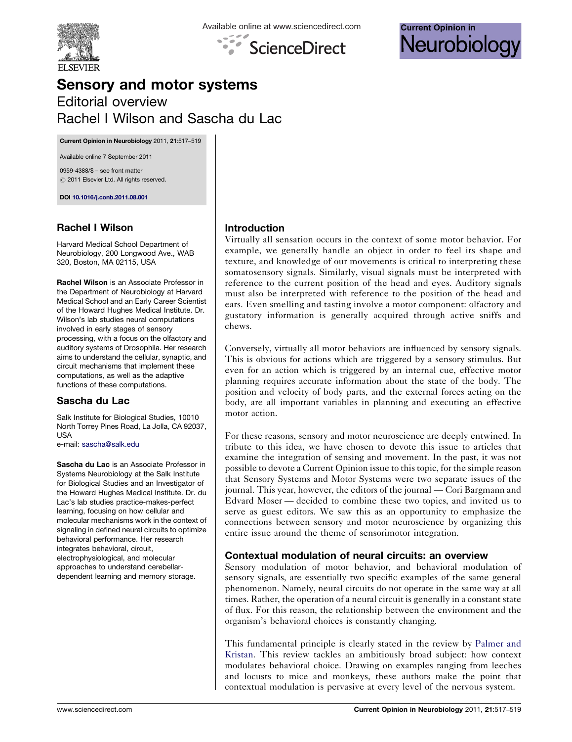# Sensory and motor systems

## Editorial overview

## Rachel I Wilson and Sascha du Lac

Available online 7 September 2011

0959-4388/$ – see front matter
© 2011 Elsevier Ltd. All rights reserved.

DOI 10.1016/j.conb.2011.08.001

### Rachel I Wilson

Harvard Medical School Department of Neurobiology, 200 Longwood Ave., WAB 320, Boston, MA 02115, USA

**Rachel Wilson** is an Associate Professor in the Department of Neurobiology at Harvard Medical School and an Early Career Scientist of the Howard Hughes Medical Institute. Dr. Wilson's lab studies neural computations involved in early stages of sensory processing, with a focus on the olfactory and auditory systems of Drosophila. Her research aims to understand the cellular, synaptic, and circuit mechanisms that implement these computations, as well as the adaptive functions of these computations.

### Sascha du Lac

Salk Institute for Biological Studies, 10010 North Torrey Pines Road, La Jolla, CA 92037, USA
e-mail: sascha@salk.edu

**Sascha du Lac** is an Associate Professor in Systems Neurobiology at the Salk Institute for Biological Studies and an Investigator of the Howard Hughes Medical Institute. Dr. du Lac's lab studies practice-makes-perfect learning, focusing on how cellular and molecular mechanisms work in the context of signaling in defined neural circuits to optimize behavioral performance. Her research integrates behavioral, circuit, electrophysiological, and molecular approaches to understand cerebellar-dependent learning and memory storage.

## Introduction

Virtually all sensation occurs in the context of some motor behavior. For example, we generally handle an object in order to feel its shape and texture, and knowledge of our movements is critical to interpreting these somatosensory signals. Similarly, visual signals must be interpreted with reference to the current position of the head and eyes. Auditory signals must also be interpreted with reference to the position of the head and ears. Even smelling and tasting involve a motor component: olfactory and gustatory information is generally acquired through active sniffs and chews.

Conversely, virtually all motor behaviors are influenced by sensory signals. This is obvious for actions which are triggered by a sensory stimulus. But even for an action which is triggered by an internal cue, effective motor planning requires accurate information about the state of the body. The position and velocity of body parts, and the external forces acting on the body, are all important variables in planning and executing an effective motor action.

For these reasons, sensory and motor neuroscience are deeply entwined. In tribute to this idea, we have chosen to devote this issue to articles that examine the integration of sensing and movement. In the past, it was not possible to devote a Current Opinion issue to this topic, for the simple reason that Sensory Systems and Motor Systems were two separate issues of the journal. This year, however, the editors of the journal — Cori Bargmann and Edvard Moser — decided to combine these two topics, and invited us to serve as guest editors. We saw this as an opportunity to emphasize the connections between sensory and motor neuroscience by organizing this entire issue around the theme of sensorimotor integration.

## Contextual modulation of neural circuits: an overview

Sensory modulation of motor behavior, and behavioral modulation of sensory signals, are essentially two specific examples of the same general phenomenon. Namely, neural circuits do not operate in the same way at all times. Rather, the operation of a neural circuit is generally in a constant state of flux. For this reason, the relationship between the environment and the organism's behavioral choices is constantly changing.

This fundamental principle is clearly stated in the review by Palmer and Kristan. This review tackles an ambitiously broad subject: how context modulates behavioral choice. Drawing on examples ranging from leeches and locusts to mice and monkeys, these authors make the point that contextual modulation is pervasive at every level of the nervous system.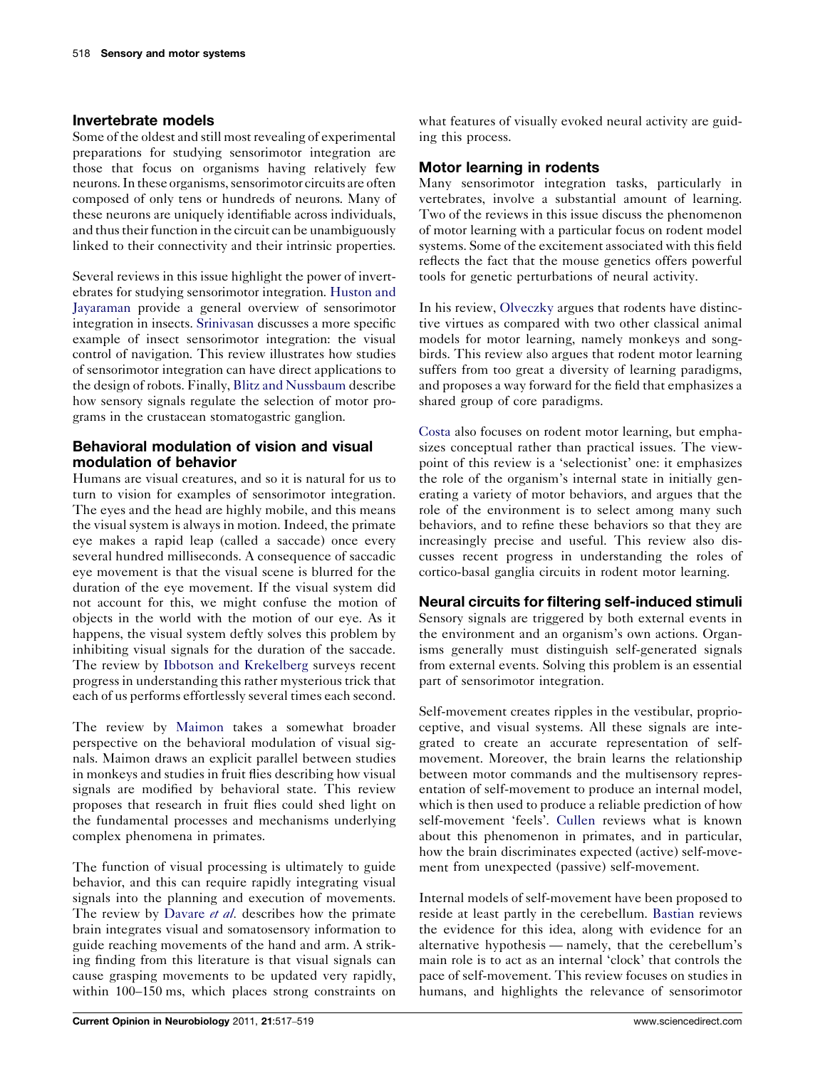## Invertebrate models

Some of the oldest and still most revealing of experimental preparations for studying sensorimotor integration are those that focus on organisms having relatively few neurons. In these organisms, sensorimotor circuits are often composed of only tens or hundreds of neurons. Many of these neurons are uniquely identifiable across individuals, and thus their function in the circuit can be unambiguously linked to their connectivity and their intrinsic properties.

Several reviews in this issue highlight the power of invertebrates for studying sensorimotor integration. Huston and Jayaraman provide a general overview of sensorimotor integration in insects. Srinivasan discusses a more specific example of insect sensorimotor integration: the visual control of navigation. This review illustrates how studies of sensorimotor integration can have direct applications to the design of robots. Finally, Blitz and Nussbaum describe how sensory signals regulate the selection of motor programs in the crustacean stomatogastric ganglion.

## Behavioral modulation of vision and visual modulation of behavior

Humans are visual creatures, and so it is natural for us to turn to vision for examples of sensorimotor integration. The eyes and the head are highly mobile, and this means the visual system is always in motion. Indeed, the primate eye makes a rapid leap (called a saccade) once every several hundred milliseconds. A consequence of saccadic eye movement is that the visual scene is blurred for the duration of the eye movement. If the visual system did not account for this, we might confuse the motion of objects in the world with the motion of our eye. As it happens, the visual system deftly solves this problem by inhibiting visual signals for the duration of the saccade. The review by Ibbotson and Krekelberg surveys recent progress in understanding this rather mysterious trick that each of us performs effortlessly several times each second.

The review by Maimon takes a somewhat broader perspective on the behavioral modulation of visual signals. Maimon draws an explicit parallel between studies in monkeys and studies in fruit flies describing how visual signals are modified by behavioral state. This review proposes that research in fruit flies could shed light on the fundamental processes and mechanisms underlying complex phenomena in primates.

The function of visual processing is ultimately to guide behavior, and this can require rapidly integrating visual signals into the planning and execution of movements. The review by Davare *et al.* describes how the primate brain integrates visual and somatosensory information to guide reaching movements of the hand and arm. A striking finding from this literature is that visual signals can cause grasping movements to be updated very rapidly, within 100–150 ms, which places strong constraints on what features of visually evoked neural activity are guiding this process.

## Motor learning in rodents

Many sensorimotor integration tasks, particularly in vertebrates, involve a substantial amount of learning. Two of the reviews in this issue discuss the phenomenon of motor learning with a particular focus on rodent model systems. Some of the excitement associated with this field reflects the fact that the mouse genetics offers powerful tools for genetic perturbations of neural activity.

In his review, Olveczky argues that rodents have distinctive virtues as compared with two other classical animal models for motor learning, namely monkeys and songbirds. This review also argues that rodent motor learning suffers from too great a diversity of learning paradigms, and proposes a way forward for the field that emphasizes a shared group of core paradigms.

Costa also focuses on rodent motor learning, but emphasizes conceptual rather than practical issues. The viewpoint of this review is a 'selectionist' one: it emphasizes the role of the organism's internal state in initially generating a variety of motor behaviors, and argues that the role of the environment is to select among many such behaviors, and to refine these behaviors so that they are increasingly precise and useful. This review also discusses recent progress in understanding the roles of cortico-basal ganglia circuits in rodent motor learning.

## Neural circuits for filtering self-induced stimuli

Sensory signals are triggered by both external events in the environment and an organism's own actions. Organisms generally must distinguish self-generated signals from external events. Solving this problem is an essential part of sensorimotor integration.

Self-movement creates ripples in the vestibular, proprioceptive, and visual systems. All these signals are integrated to create an accurate representation of self-movement. Moreover, the brain learns the relationship between motor commands and the multisensory representation of self-movement to produce an internal model, which is then used to produce a reliable prediction of how self-movement 'feels'. Cullen reviews what is known about this phenomenon in primates, and in particular, how the brain discriminates expected (active) self-movement from unexpected (passive) self-movement.

Internal models of self-movement have been proposed to reside at least partly in the cerebellum. Bastian reviews the evidence for this idea, along with evidence for an alternative hypothesis — namely, that the cerebellum's main role is to act as an internal 'clock' that controls the pace of self-movement. This review focuses on studies in humans, and highlights the relevance of sensorimotor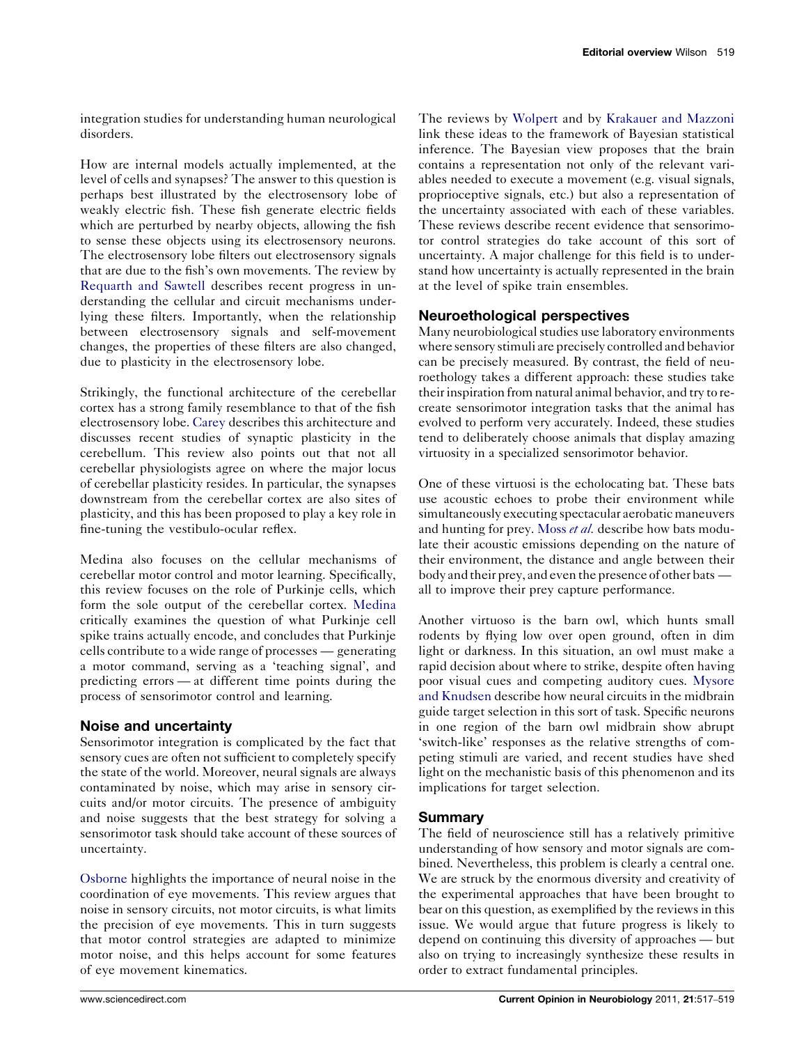integration studies for understanding human neurological disorders.

How are internal models actually implemented, at the level of cells and synapses? The answer to this question is perhaps best illustrated by the electrosensory lobe of weakly electric fish. These fish generate electric fields which are perturbed by nearby objects, allowing the fish to sense these objects using its electrosensory neurons. The electrosensory lobe filters out electrosensory signals that are due to the fish's own movements. The review by Requarth and Sawtell describes recent progress in understanding the cellular and circuit mechanisms underlying these filters. Importantly, when the relationship between electrosensory signals and self-movement changes, the properties of these filters are also changed, due to plasticity in the electrosensory lobe.

Strikingly, the functional architecture of the cerebellar cortex has a strong family resemblance to that of the fish electrosensory lobe. Carey describes this architecture and discusses recent studies of synaptic plasticity in the cerebellum. This review also points out that not all cerebellar physiologists agree on where the major locus of cerebellar plasticity resides. In particular, the synapses downstream from the cerebellar cortex are also sites of plasticity, and this has been proposed to play a key role in fine-tuning the vestibulo-ocular reflex.

Medina also focuses on the cellular mechanisms of cerebellar motor control and motor learning. Specifically, this review focuses on the role of Purkinje cells, which form the sole output of the cerebellar cortex. Medina critically examines the question of what Purkinje cell spike trains actually encode, and concludes that Purkinje cells contribute to a wide range of processes — generating a motor command, serving as a 'teaching signal', and predicting errors — at different time points during the process of sensorimotor control and learning.

## Noise and uncertainty

Sensorimotor integration is complicated by the fact that sensory cues are often not sufficient to completely specify the state of the world. Moreover, neural signals are always contaminated by noise, which may arise in sensory circuits and/or motor circuits. The presence of ambiguity and noise suggests that the best strategy for solving a sensorimotor task should take account of these sources of uncertainty.

Osborne highlights the importance of neural noise in the coordination of eye movements. This review argues that noise in sensory circuits, not motor circuits, is what limits the precision of eye movements. This in turn suggests that motor control strategies are adapted to minimize motor noise, and this helps account for some features of eye movement kinematics.

The reviews by Wolpert and by Krakauer and Mazzoni link these ideas to the framework of Bayesian statistical inference. The Bayesian view proposes that the brain contains a representation not only of the relevant variables needed to execute a movement (e.g. visual signals, proprioceptive signals, etc.) but also a representation of the uncertainty associated with each of these variables. These reviews describe recent evidence that sensorimotor control strategies do take account of this sort of uncertainty. A major challenge for this field is to understand how uncertainty is actually represented in the brain at the level of spike train ensembles.

## Neuroethological perspectives

Many neurobiological studies use laboratory environments where sensory stimuli are precisely controlled and behavior can be precisely measured. By contrast, the field of neuroethology takes a different approach: these studies take their inspiration from natural animal behavior, and try to recreate sensorimotor integration tasks that the animal has evolved to perform very accurately. Indeed, these studies tend to deliberately choose animals that display amazing virtuosity in a specialized sensorimotor behavior.

One of these virtuosi is the echolocating bat. These bats use acoustic echoes to probe their environment while simultaneously executing spectacular aerobatic maneuvers and hunting for prey. Moss *et al.* describe how bats modulate their acoustic emissions depending on the nature of their environment, the distance and angle between their body and their prey, and even the presence of other bats — all to improve their prey capture performance.

Another virtuoso is the barn owl, which hunts small rodents by flying low over open ground, often in dim light or darkness. In this situation, an owl must make a rapid decision about where to strike, despite often having poor visual cues and competing auditory cues. Mysore and Knudsen describe how neural circuits in the midbrain guide target selection in this sort of task. Specific neurons in one region of the barn owl midbrain show abrupt 'switch-like' responses as the relative strengths of competing stimuli are varied, and recent studies have shed light on the mechanistic basis of this phenomenon and its implications for target selection.

## Summary

The field of neuroscience still has a relatively primitive understanding of how sensory and motor signals are combined. Nevertheless, this problem is clearly a central one. We are struck by the enormous diversity and creativity of the experimental approaches that have been brought to bear on this question, as exemplified by the reviews in this issue. We would argue that future progress is likely to depend on continuing this diversity of approaches — but also on trying to increasingly synthesize these results in order to extract fundamental principles.